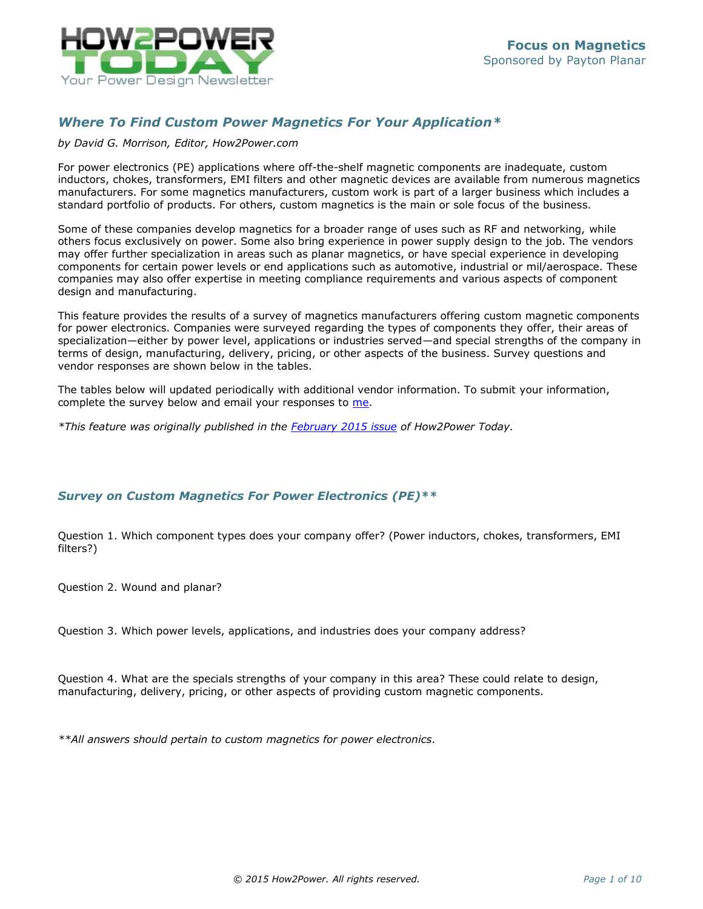## *Where To Find Custom Power Magnetics For Your Application**

*by David G. Morrison, Editor, How2Power.com*

For power electronics (PE) applications where off-the-shelf magnetic components are inadequate, custom inductors, chokes, transformers, EMI filters and other magnetic devices are available from numerous magnetics manufacturers. For some magnetics manufacturers, custom work is part of a larger business which includes a standard portfolio of products. For others, custom magnetics is the main or sole focus of the business.

Some of these companies develop magnetics for a broader range of uses such as RF and networking, while others focus exclusively on power. Some also bring experience in power supply design to the job. The vendors may offer further specialization in areas such as planar magnetics, or have special experience in developing components for certain power levels or end applications such as automotive, industrial or mil/aerospace. These companies may also offer expertise in meeting compliance requirements and various aspects of component design and manufacturing.

This feature provides the results of a survey of magnetics manufacturers offering custom magnetic components for power electronics. Companies were surveyed regarding the types of components they offer, their areas of specialization—either by power level, applications or industries served—and special strengths of the company in terms of design, manufacturing, delivery, pricing, or other aspects of the business. Survey questions and vendor responses are shown below in the tables.

The tables below will updated periodically with additional vendor information. To submit your information, complete the survey below and email your responses to me.

**This feature was originally published in the February 2015 issue of How2Power Today.*

## *Survey on Custom Magnetics For Power Electronics (PE)***

Question 1. Which component types does your company offer? (Power inductors, chokes, transformers, EMI filters?)

Question 2. Wound and planar?

Question 3. Which power levels, applications, and industries does your company address?

Question 4. What are the specials strengths of your company in this area? These could relate to design, manufacturing, delivery, pricing, or other aspects of providing custom magnetic components.

***All answers should pertain to custom magnetics for power electronics.*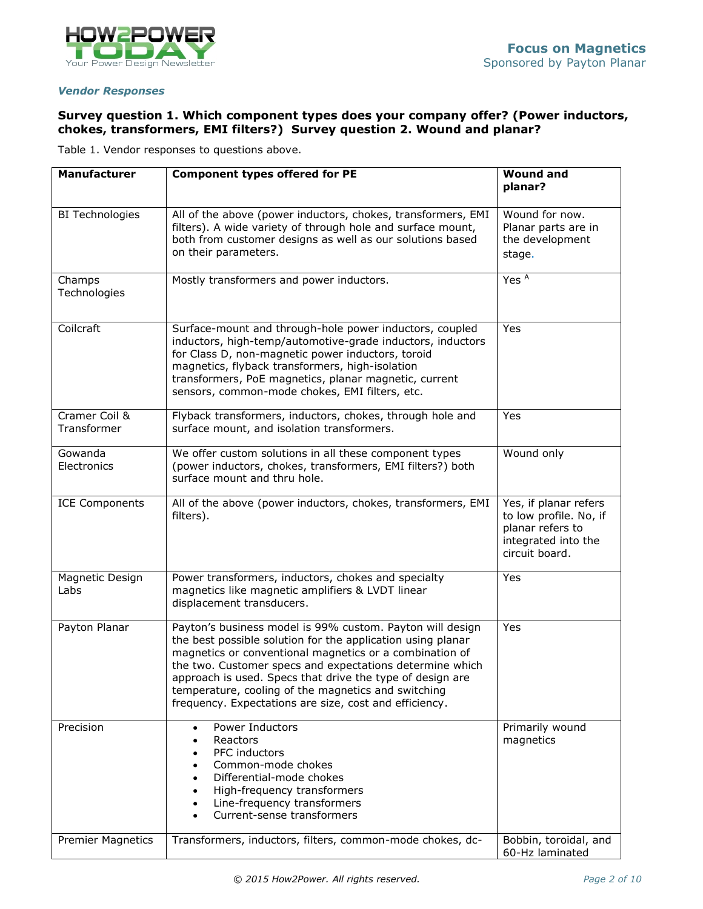*Vendor Responses*

### Survey question 1. Which component types does your company offer? (Power inductors, chokes, transformers, EMI filters?) Survey question 2. Wound and planar?

Table 1. Vendor responses to questions above.

| Manufacturer | Component types offered for PE | Wound and planar? |
|---|---|---|
| BI Technologies | All of the above (power inductors, chokes, transformers, EMI filters). A wide variety of through hole and surface mount, both from customer designs as well as our solutions based on their parameters. | Wound for now. Planar parts are in the development stage. |
| Champs Technologies | Mostly transformers and power inductors. | Yes [A] |
| Coilcraft | Surface-mount and through-hole power inductors, coupled inductors, high-temp/automotive-grade inductors, inductors for Class D, non-magnetic power inductors, toroid magnetics, flyback transformers, high-isolation transformers, PoE magnetics, planar magnetic, current sensors, common-mode chokes, EMI filters, etc. | Yes |
| Cramer Coil & Transformer | Flyback transformers, inductors, chokes, through hole and surface mount, and isolation transformers. | Yes |
| Gowanda Electronics | We offer custom solutions in all these component types (power inductors, chokes, transformers, EMI filters?) both surface mount and thru hole. | Wound only |
| ICE Components | All of the above (power inductors, chokes, transformers, EMI filters). | Yes, if planar refers to low profile. No, if planar refers to integrated into the circuit board. |
| Magnetic Design Labs | Power transformers, inductors, chokes and specialty magnetics like magnetic amplifiers & LVDT linear displacement transducers. | Yes |
| Payton Planar | Payton's business model is 99% custom. Payton will design the best possible solution for the application using planar magnetics or conventional magnetics or a combination of the two. Customer specs and expectations determine which approach is used. Specs that drive the type of design are temperature, cooling of the magnetics and switching frequency. Expectations are size, cost and efficiency. | Yes |
| Precision | • Power Inductors<br>• Reactors<br>• PFC inductors<br>• Common-mode chokes<br>• Differential-mode chokes<br>• High-frequency transformers<br>• Line-frequency transformers<br>• Current-sense transformers | Primarily wound magnetics |
| Premier Magnetics | Transformers, inductors, filters, common-mode chokes, dc- | Bobbin, toroidal, and 60-Hz laminated |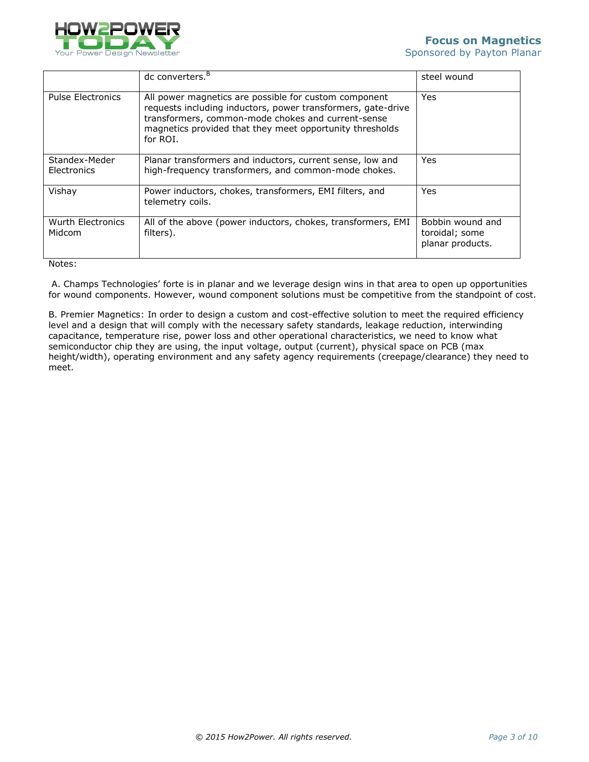| | | |
|---|---|---|
| | dc converters.[B] | steel wound |
| Pulse Electronics | All power magnetics are possible for custom component requests including inductors, power transformers, gate-drive transformers, common-mode chokes and current-sense magnetics provided that they meet opportunity thresholds for ROI. | Yes |
| Standex-Meder Electronics | Planar transformers and inductors, current sense, low and high-frequency transformers, and common-mode chokes. | Yes |
| Vishay | Power inductors, chokes, transformers, EMI filters, and telemetry coils. | Yes |
| Wurth Electronics Midcom | All of the above (power inductors, chokes, transformers, EMI filters). | Bobbin wound and toroidal; some planar products. |

Notes:

A. Champs Technologies' forte is in planar and we leverage design wins in that area to open up opportunities for wound components. However, wound component solutions must be competitive from the standpoint of cost.

B. Premier Magnetics: In order to design a custom and cost-effective solution to meet the required efficiency level and a design that will comply with the necessary safety standards, leakage reduction, interwinding capacitance, temperature rise, power loss and other operational characteristics, we need to know what semiconductor chip they are using, the input voltage, output (current), physical space on PCB (max height/width), operating environment and any safety agency requirements (creepage/clearance) they need to meet.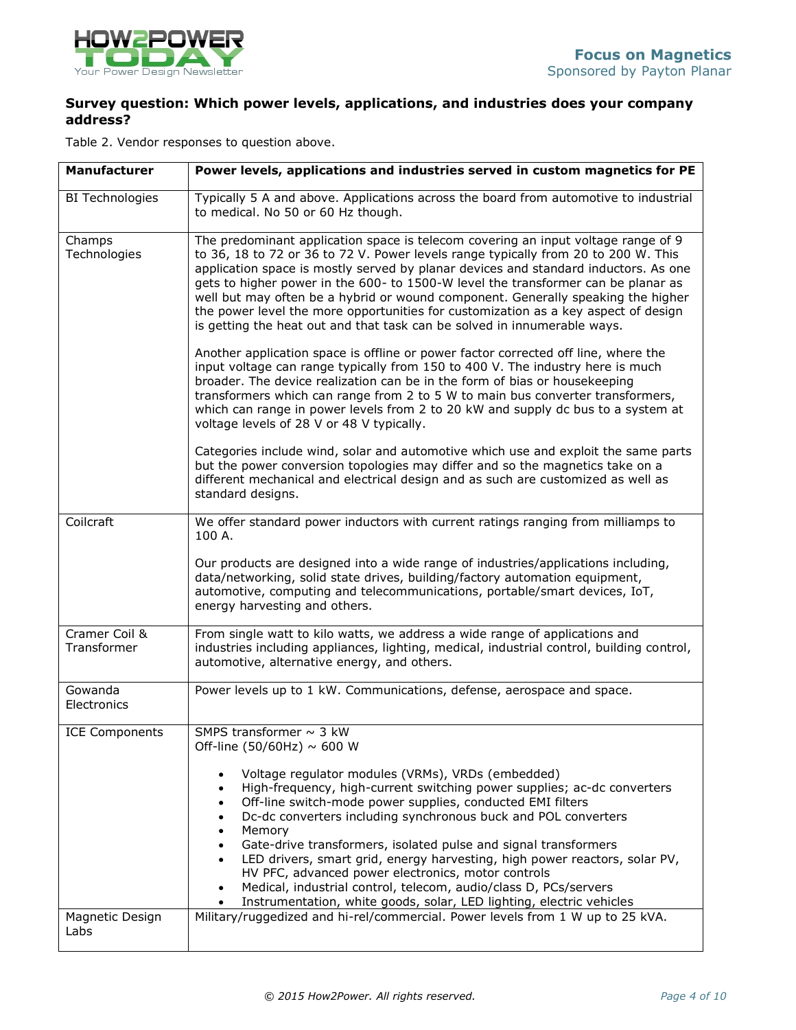### Survey question: Which power levels, applications, and industries does your company address?

Table 2. Vendor responses to question above.

| Manufacturer | Power levels, applications and industries served in custom magnetics for PE |
|---|---|
| BI Technologies | Typically 5 A and above. Applications across the board from automotive to industrial to medical. No 50 or 60 Hz though. |
| Champs Technologies | The predominant application space is telecom covering an input voltage range of 9 to 36, 18 to 72 or 36 to 72 V. Power levels range typically from 20 to 200 W. This application space is mostly served by planar devices and standard inductors. As one gets to higher power in the 600- to 1500-W level the transformer can be planar as well but may often be a hybrid or wound component. Generally speaking the higher the power level the more opportunities for customization as a key aspect of design is getting the heat out and that task can be solved in innumerable ways.<br><br>Another application space is offline or power factor corrected off line, where the input voltage can range typically from 150 to 400 V. The industry here is much broader. The device realization can be in the form of bias or housekeeping transformers which can range from 2 to 5 W to main bus converter transformers, which can range in power levels from 2 to 20 kW and supply dc bus to a system at voltage levels of 28 V or 48 V typically.<br><br>Categories include wind, solar and automotive which use and exploit the same parts but the power conversion topologies may differ and so the magnetics take on a different mechanical and electrical design and as such are customized as well as standard designs. |
| Coilcraft | We offer standard power inductors with current ratings ranging from milliamps to 100 A.<br><br>Our products are designed into a wide range of industries/applications including, data/networking, solid state drives, building/factory automation equipment, automotive, computing and telecommunications, portable/smart devices, IoT, energy harvesting and others. |
| Cramer Coil & Transformer | From single watt to kilo watts, we address a wide range of applications and industries including appliances, lighting, medical, industrial control, building control, automotive, alternative energy, and others. |
| Gowanda Electronics | Power levels up to 1 kW. Communications, defense, aerospace and space. |
| ICE Components | SMPS transformer ~ 3 kW<br>Off-line (50/60Hz) ~ 600 W<br><br>• Voltage regulator modules (VRMs), VRDs (embedded)<br>• High-frequency, high-current switching power supplies; ac-dc converters<br>• Off-line switch-mode power supplies, conducted EMI filters<br>• Dc-dc converters including synchronous buck and POL converters<br>• Memory<br>• Gate-drive transformers, isolated pulse and signal transformers<br>• LED drivers, smart grid, energy harvesting, high power reactors, solar PV, HV PFC, advanced power electronics, motor controls<br>• Medical, industrial control, telecom, audio/class D, PCs/servers<br>• Instrumentation, white goods, solar, LED lighting, electric vehicles |
| Magnetic Design Labs | Military/ruggedized and hi-rel/commercial. Power levels from 1 W up to 25 kVA. |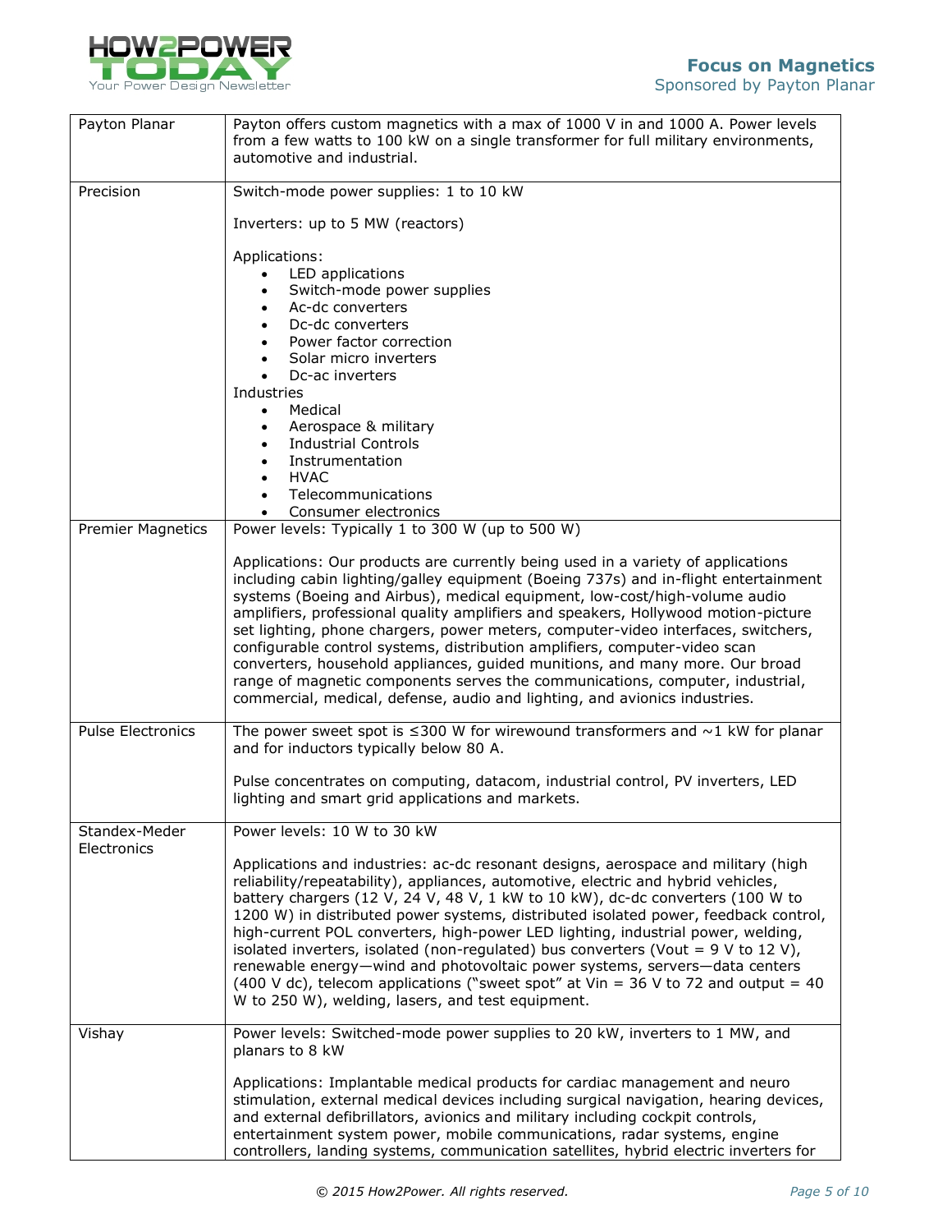| | |
|---|---|
| Payton Planar | Payton offers custom magnetics with a max of 1000 V in and 1000 A. Power levels from a few watts to 100 kW on a single transformer for full military environments, automotive and industrial. |
| Precision | Switch-mode power supplies: 1 to 10 kW<br><br>Inverters: up to 5 MW (reactors)<br><br>Applications:<br>• LED applications<br>• Switch-mode power supplies<br>• Ac-dc converters<br>• Dc-dc converters<br>• Power factor correction<br>• Solar micro inverters<br>• Dc-ac inverters<br>Industries<br>• Medical<br>• Aerospace & military<br>• Industrial Controls<br>• Instrumentation<br>• HVAC<br>• Telecommunications<br>• Consumer electronics |
| Premier Magnetics | Power levels: Typically 1 to 300 W (up to 500 W)<br><br>Applications: Our products are currently being used in a variety of applications including cabin lighting/galley equipment (Boeing 737s) and in-flight entertainment systems (Boeing and Airbus), medical equipment, low-cost/high-volume audio amplifiers, professional quality amplifiers and speakers, Hollywood motion-picture set lighting, phone chargers, power meters, computer-video interfaces, switchers, configurable control systems, distribution amplifiers, computer-video scan converters, household appliances, guided munitions, and many more. Our broad range of magnetic components serves the communications, computer, industrial, commercial, medical, defense, audio and lighting, and avionics industries. |
| Pulse Electronics | The power sweet spot is ≤300 W for wirewound transformers and ~1 kW for planar and for inductors typically below 80 A.<br><br>Pulse concentrates on computing, datacom, industrial control, PV inverters, LED lighting and smart grid applications and markets. |
| Standex-Meder Electronics | Power levels: 10 W to 30 kW<br><br>Applications and industries: ac-dc resonant designs, aerospace and military (high reliability/repeatability), appliances, automotive, electric and hybrid vehicles, battery chargers (12 V, 24 V, 48 V, 1 kW to 10 kW), dc-dc converters (100 W to 1200 W) in distributed power systems, distributed isolated power, feedback control, high-current POL converters, high-power LED lighting, industrial power, welding, isolated inverters, isolated (non-regulated) bus converters (Vout = 9 V to 12 V), renewable energy—wind and photovoltaic power systems, servers—data centers (400 V dc), telecom applications ("sweet spot" at Vin = 36 V to 72 and output = 40 W to 250 W), welding, lasers, and test equipment. |
| Vishay | Power levels: Switched-mode power supplies to 20 kW, inverters to 1 MW, and planars to 8 kW<br><br>Applications: Implantable medical products for cardiac management and neuro stimulation, external medical devices including surgical navigation, hearing devices, and external defibrillators, avionics and military including cockpit controls, entertainment system power, mobile communications, radar systems, engine controllers, landing systems, communication satellites, hybrid electric inverters for |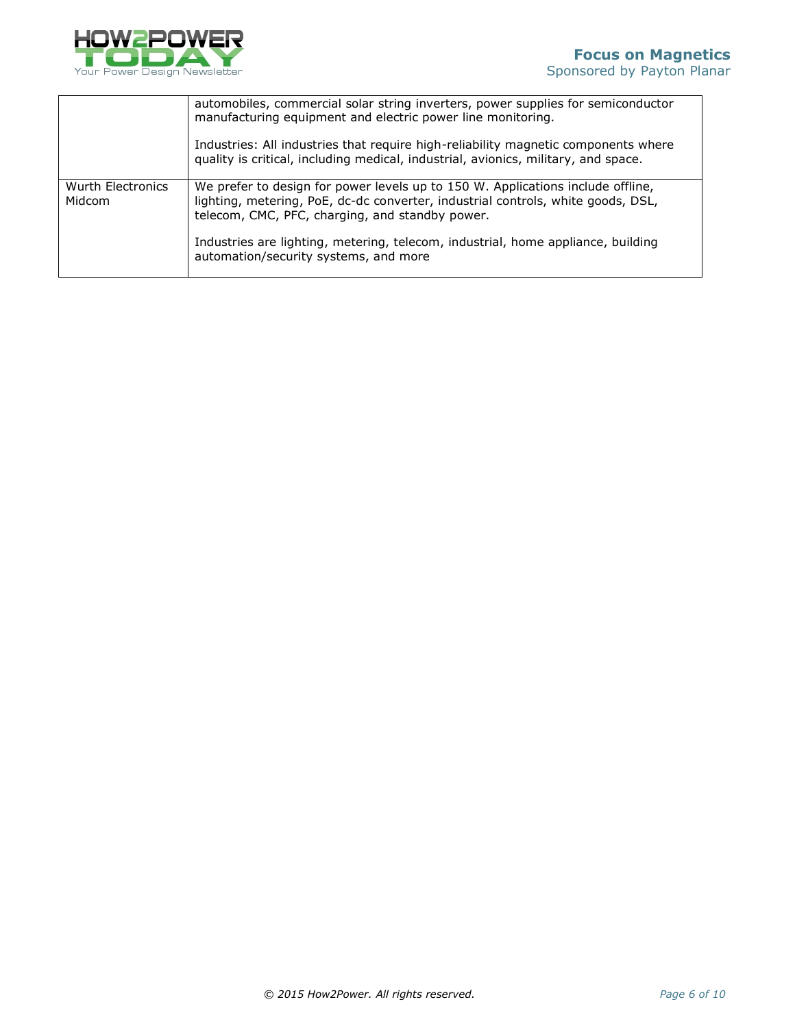| | |
|---|---|
| | automobiles, commercial solar string inverters, power supplies for semiconductor manufacturing equipment and electric power line monitoring.<br><br>Industries: All industries that require high-reliability magnetic components where quality is critical, including medical, industrial, avionics, military, and space. |
| Wurth Electronics Midcom | We prefer to design for power levels up to 150 W. Applications include offline, lighting, metering, PoE, dc-dc converter, industrial controls, white goods, DSL, telecom, CMC, PFC, charging, and standby power.<br><br>Industries are lighting, metering, telecom, industrial, home appliance, building automation/security systems, and more |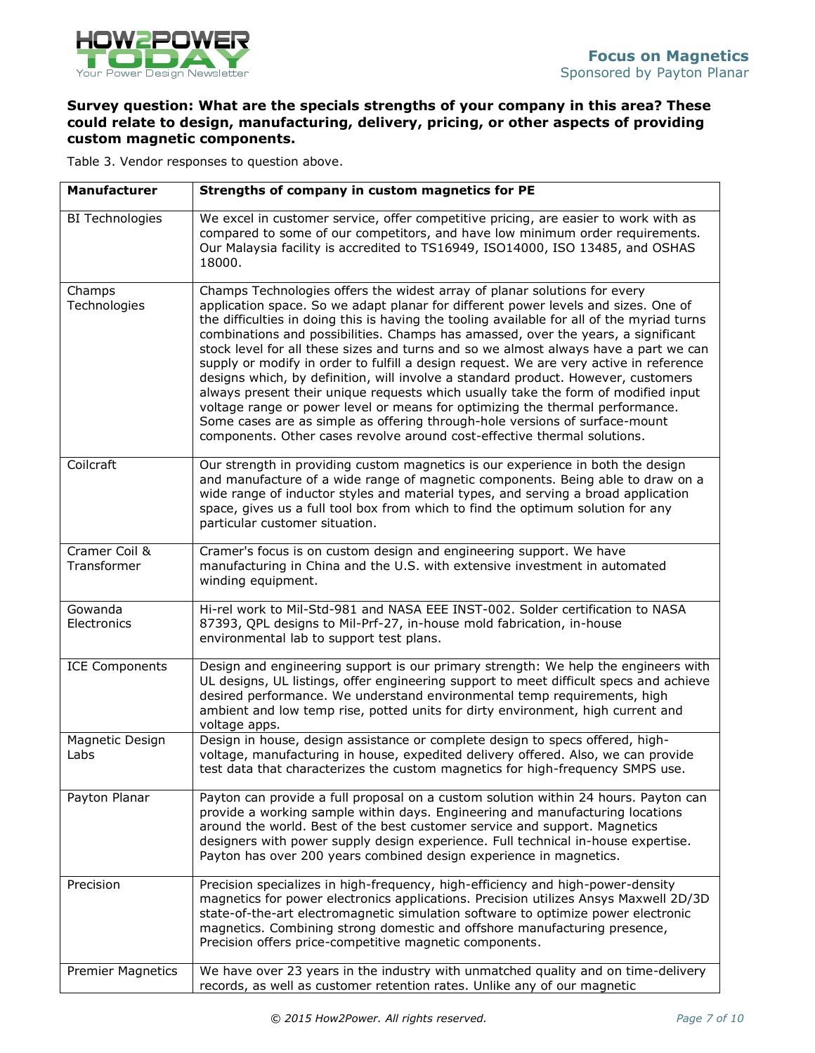**Survey question: What are the specials strengths of your company in this area? These could relate to design, manufacturing, delivery, pricing, or other aspects of providing custom magnetic components.**

Table 3. Vendor responses to question above.

| Manufacturer | Strengths of company in custom magnetics for PE |
|---|---|
| BI Technologies | We excel in customer service, offer competitive pricing, are easier to work with as compared to some of our competitors, and have low minimum order requirements. Our Malaysia facility is accredited to TS16949, ISO14000, ISO 13485, and OSHAS 18000. |
| Champs Technologies | Champs Technologies offers the widest array of planar solutions for every application space. So we adapt planar for different power levels and sizes. One of the difficulties in doing this is having the tooling available for all of the myriad turns combinations and possibilities. Champs has amassed, over the years, a significant stock level for all these sizes and turns and so we almost always have a part we can supply or modify in order to fulfill a design request. We are very active in reference designs which, by definition, will involve a standard product. However, customers always present their unique requests which usually take the form of modified input voltage range or power level or means for optimizing the thermal performance. Some cases are as simple as offering through-hole versions of surface-mount components. Other cases revolve around cost-effective thermal solutions. |
| Coilcraft | Our strength in providing custom magnetics is our experience in both the design and manufacture of a wide range of magnetic components. Being able to draw on a wide range of inductor styles and material types, and serving a broad application space, gives us a full tool box from which to find the optimum solution for any particular customer situation. |
| Cramer Coil & Transformer | Cramer's focus is on custom design and engineering support. We have manufacturing in China and the U.S. with extensive investment in automated winding equipment. |
| Gowanda Electronics | Hi-rel work to Mil-Std-981 and NASA EEE INST-002. Solder certification to NASA 87393, QPL designs to Mil-Prf-27, in-house mold fabrication, in-house environmental lab to support test plans. |
| ICE Components | Design and engineering support is our primary strength: We help the engineers with UL designs, UL listings, offer engineering support to meet difficult specs and achieve desired performance. We understand environmental temp requirements, high ambient and low temp rise, potted units for dirty environment, high current and voltage apps. |
| Magnetic Design Labs | Design in house, design assistance or complete design to specs offered, high-voltage, manufacturing in house, expedited delivery offered. Also, we can provide test data that characterizes the custom magnetics for high-frequency SMPS use. |
| Payton Planar | Payton can provide a full proposal on a custom solution within 24 hours. Payton can provide a working sample within days. Engineering and manufacturing locations around the world. Best of the best customer service and support. Magnetics designers with power supply design experience. Full technical in-house expertise. Payton has over 200 years combined design experience in magnetics. |
| Precision | Precision specializes in high-frequency, high-efficiency and high-power-density magnetics for power electronics applications. Precision utilizes Ansys Maxwell 2D/3D state-of-the-art electromagnetic simulation software to optimize power electronic magnetics. Combining strong domestic and offshore manufacturing presence, Precision offers price-competitive magnetic components. |
| Premier Magnetics | We have over 23 years in the industry with unmatched quality and on time-delivery records, as well as customer retention rates. Unlike any of our magnetic |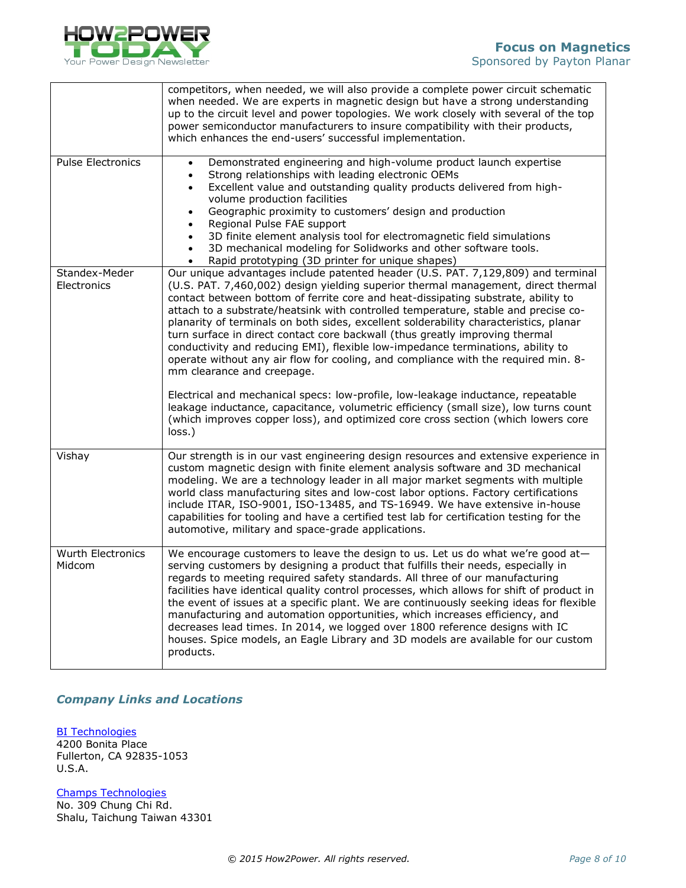| | |
|---|---|
| | competitors, when needed, we will also provide a complete power circuit schematic when needed. We are experts in magnetic design but have a strong understanding up to the circuit level and power topologies. We work closely with several of the top power semiconductor manufacturers to insure compatibility with their products, which enhances the end-users' successful implementation. |
| Pulse Electronics | • Demonstrated engineering and high-volume product launch expertise<br>• Strong relationships with leading electronic OEMs<br>• Excellent value and outstanding quality products delivered from high-volume production facilities<br>• Geographic proximity to customers' design and production<br>• Regional Pulse FAE support<br>• 3D finite element analysis tool for electromagnetic field simulations<br>• 3D mechanical modeling for Solidworks and other software tools.<br>• Rapid prototyping (3D printer for unique shapes) |
| Standex-Meder Electronics | Our unique advantages include patented header (U.S. PAT. 7,129,809) and terminal (U.S. PAT. 7,460,002) design yielding superior thermal management, direct thermal contact between bottom of ferrite core and heat-dissipating substrate, ability to attach to a substrate/heatsink with controlled temperature, stable and precise co-planarity of terminals on both sides, excellent solderability characteristics, planar turn surface in direct contact core backwall (thus greatly improving thermal conductivity and reducing EMI), flexible low-impedance terminations, ability to operate without any air flow for cooling, and compliance with the required min. 8-mm clearance and creepage.<br><br>Electrical and mechanical specs: low-profile, low-leakage inductance, repeatable leakage inductance, capacitance, volumetric efficiency (small size), low turns count (which improves copper loss), and optimized core cross section (which lowers core loss.) |
| Vishay | Our strength is in our vast engineering design resources and extensive experience in custom magnetic design with finite element analysis software and 3D mechanical modeling. We are a technology leader in all major market segments with multiple world class manufacturing sites and low-cost labor options. Factory certifications include ITAR, ISO-9001, ISO-13485, and TS-16949. We have extensive in-house capabilities for tooling and have a certified test lab for certification testing for the automotive, military and space-grade applications. |
| Wurth Electronics Midcom | We encourage customers to leave the design to us. Let us do what we're good at—serving customers by designing a product that fulfills their needs, especially in regards to meeting required safety standards. All three of our manufacturing facilities have identical quality control processes, which allows for shift of product in the event of issues at a specific plant. We are continuously seeking ideas for flexible manufacturing and automation opportunities, which increases efficiency, and decreases lead times. In 2014, we logged over 1800 reference designs with IC houses. Spice models, an Eagle Library and 3D models are available for our custom products. |

## *Company Links and Locations*

BI Technologies
4200 Bonita Place
Fullerton, CA 92835-1053
U.S.A.

Champs Technologies
No. 309 Chung Chi Rd.
Shalu, Taichung Taiwan 43301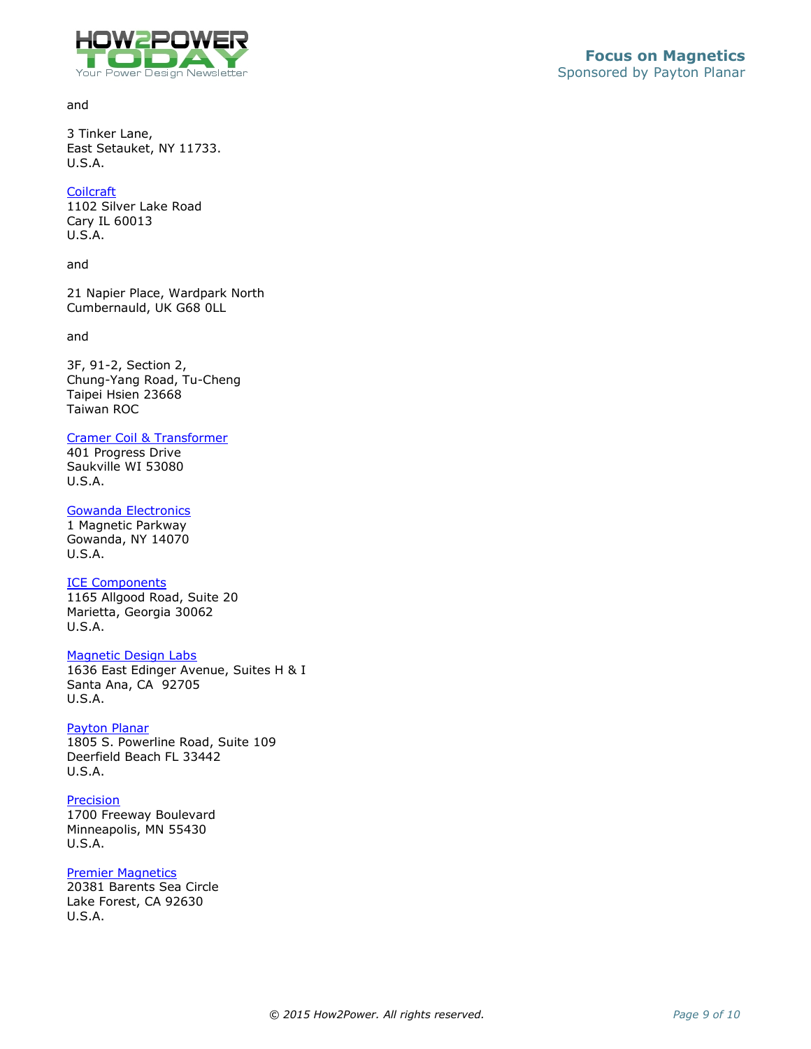and

3 Tinker Lane,
East Setauket, NY 11733.
U.S.A.

[Coilcraft]
1102 Silver Lake Road
Cary IL 60013
U.S.A.

and

21 Napier Place, Wardpark North
Cumbernauld, UK G68 0LL

and

3F, 91-2, Section 2,
Chung-Yang Road, Tu-Cheng
Taipei Hsien 23668
Taiwan ROC

[Cramer Coil & Transformer]
401 Progress Drive
Saukville WI 53080
U.S.A.

[Gowanda Electronics]
1 Magnetic Parkway
Gowanda, NY 14070
U.S.A.

[ICE Components]
1165 Allgood Road, Suite 20
Marietta, Georgia 30062
U.S.A.

[Magnetic Design Labs]
1636 East Edinger Avenue, Suites H & I
Santa Ana, CA 92705
U.S.A.

[Payton Planar]
1805 S. Powerline Road, Suite 109
Deerfield Beach FL 33442
U.S.A.

[Precision]
1700 Freeway Boulevard
Minneapolis, MN 55430
U.S.A.

[Premier Magnetics]
20381 Barents Sea Circle
Lake Forest, CA 92630
U.S.A.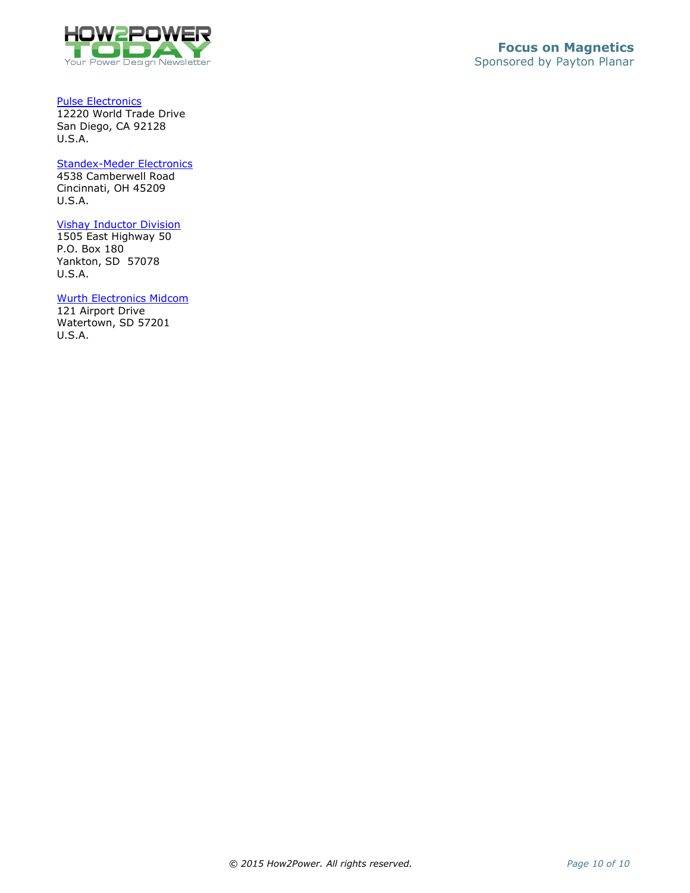Pulse Electronics
12220 World Trade Drive
San Diego, CA 92128
U.S.A.

Standex-Meder Electronics
4538 Camberwell Road
Cincinnati, OH 45209
U.S.A.

Vishay Inductor Division
1505 East Highway 50
P.O. Box 180
Yankton, SD 57078
U.S.A.

Wurth Electronics Midcom
121 Airport Drive
Watertown, SD 57201
U.S.A.